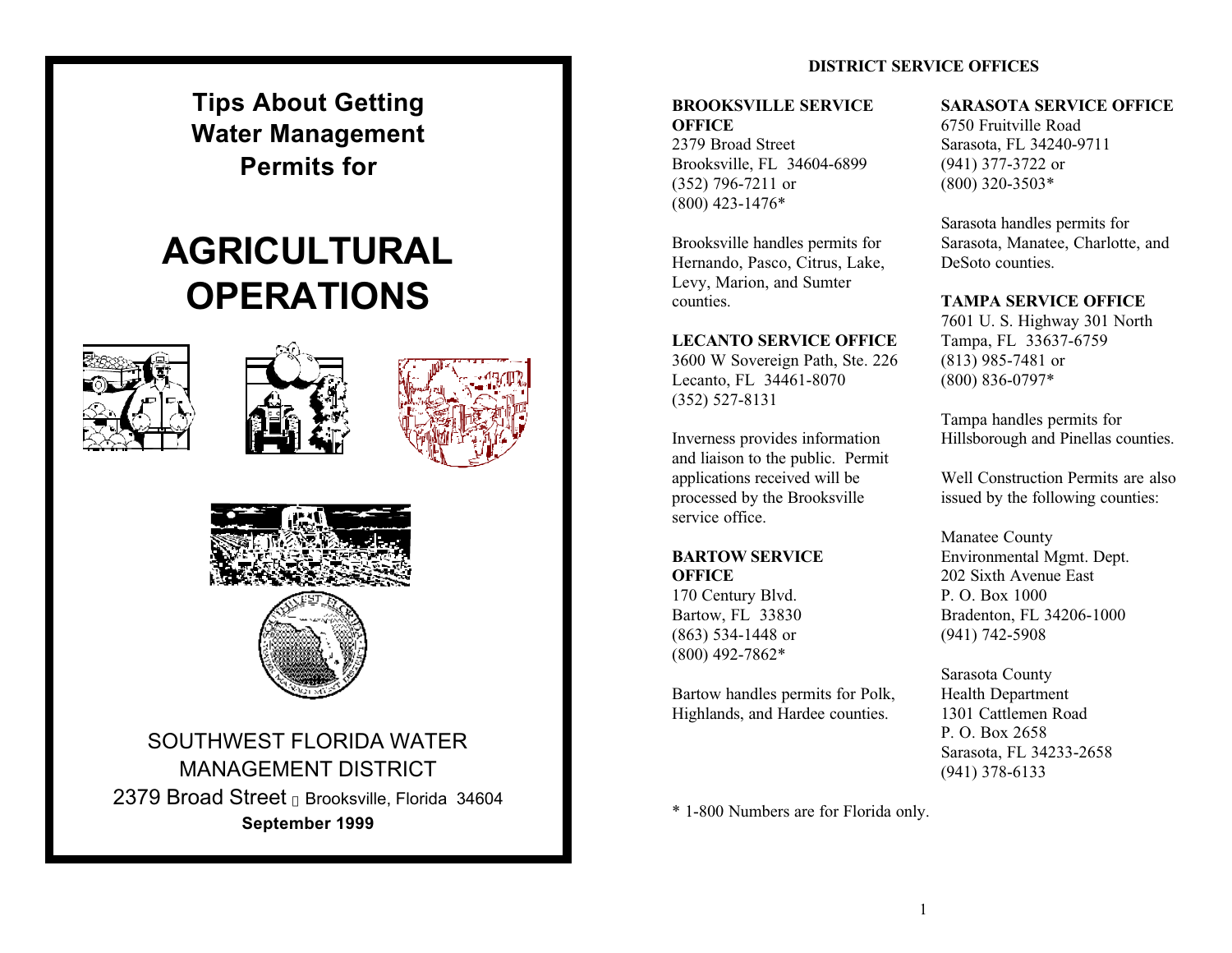# Tips About Getting Water Management Permits for

# AGRICULTURAL OPERATIONS

SOUTHWEST FLORIDA WATER MANAGEMENT DISTRICT
2379 Broad Street  Brooksville, Florida 34604
**September 1999**

## DISTRICT SERVICE OFFICES

**BROOKSVILLE SERVICE OFFICE**
2379 Broad Street
Brooksville, FL 34604-6899
(352) 796-7211 or
(800) 423-1476*

Brooksville handles permits for Hernando, Pasco, Citrus, Lake, Levy, Marion, and Sumter counties.

**LECANTO SERVICE OFFICE**
3600 W Sovereign Path, Ste. 226
Lecanto, FL 34461-8070
(352) 527-8131

Inverness provides information and liaison to the public. Permit applications received will be processed by the Brooksville service office.

**BARTOW SERVICE OFFICE**
170 Century Blvd.
Bartow, FL 33830
(863) 534-1448 or
(800) 492-7862*

Bartow handles permits for Polk, Highlands, and Hardee counties.

**SARASOTA SERVICE OFFICE**
6750 Fruitville Road
Sarasota, FL 34240-9711
(941) 377-3722 or
(800) 320-3503*

Sarasota handles permits for Sarasota, Manatee, Charlotte, and DeSoto counties.

**TAMPA SERVICE OFFICE**
7601 U. S. Highway 301 North
Tampa, FL 33637-6759
(813) 985-7481 or
(800) 836-0797*

Tampa handles permits for Hillsborough and Pinellas counties.

Well Construction Permits are also issued by the following counties:

Manatee County
Environmental Mgmt. Dept.
202 Sixth Avenue East
P. O. Box 1000
Bradenton, FL 34206-1000
(941) 742-5908

Sarasota County
Health Department
1301 Cattlemen Road
P. O. Box 2658
Sarasota, FL 34233-2658
(941) 378-6133

* 1-800 Numbers are for Florida only.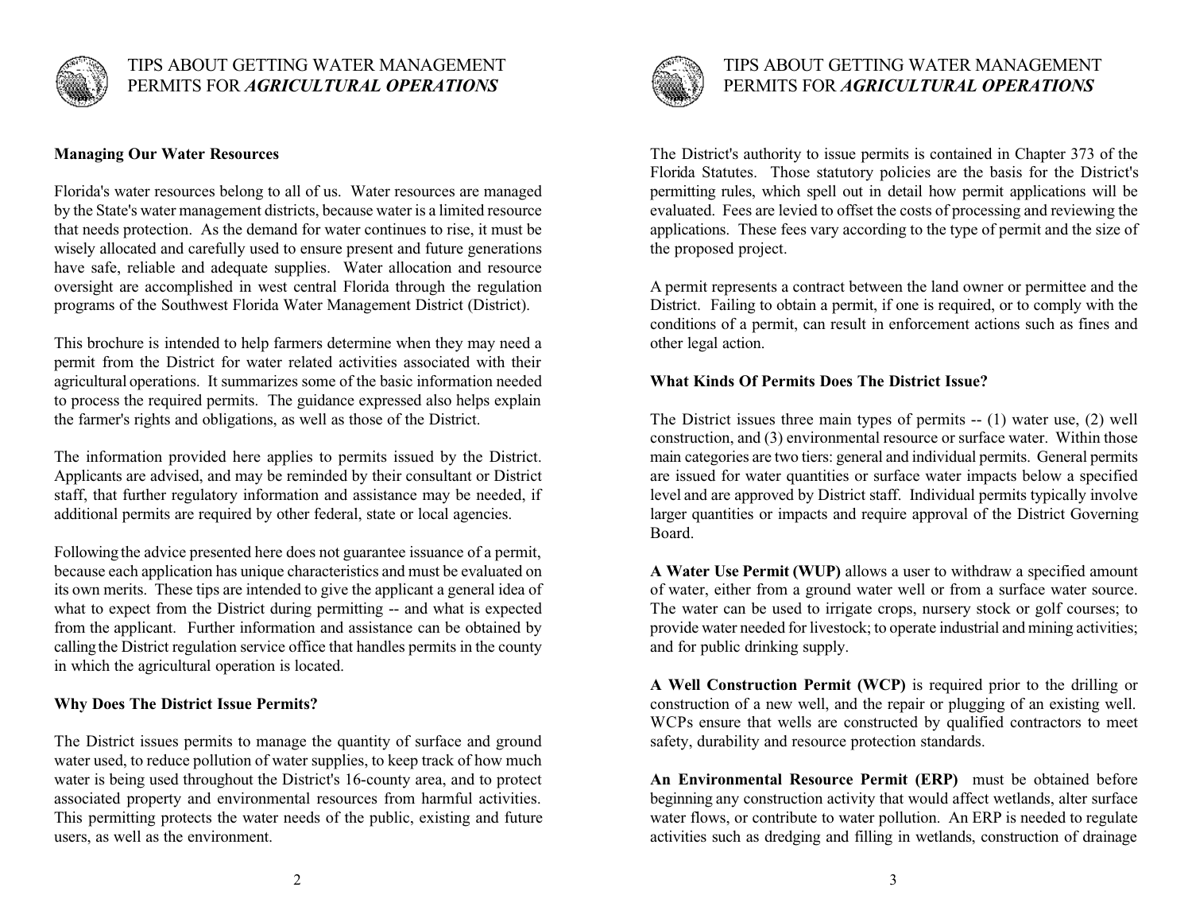## Managing Our Water Resources

Florida's water resources belong to all of us. Water resources are managed by the State's water management districts, because water is a limited resource that needs protection. As the demand for water continues to rise, it must be wisely allocated and carefully used to ensure present and future generations have safe, reliable and adequate supplies. Water allocation and resource oversight are accomplished in west central Florida through the regulation programs of the Southwest Florida Water Management District (District).

This brochure is intended to help farmers determine when they may need a permit from the District for water related activities associated with their agricultural operations. It summarizes some of the basic information needed to process the required permits. The guidance expressed also helps explain the farmer's rights and obligations, as well as those of the District.

The information provided here applies to permits issued by the District. Applicants are advised, and may be reminded by their consultant or District staff, that further regulatory information and assistance may be needed, if additional permits are required by other federal, state or local agencies.

Following the advice presented here does not guarantee issuance of a permit, because each application has unique characteristics and must be evaluated on its own merits. These tips are intended to give the applicant a general idea of what to expect from the District during permitting -- and what is expected from the applicant. Further information and assistance can be obtained by calling the District regulation service office that handles permits in the county in which the agricultural operation is located.

## Why Does The District Issue Permits?

The District issues permits to manage the quantity of surface and ground water used, to reduce pollution of water supplies, to keep track of how much water is being used throughout the District's 16-county area, and to protect associated property and environmental resources from harmful activities. This permitting protects the water needs of the public, existing and future users, as well as the environment.

The District's authority to issue permits is contained in Chapter 373 of the Florida Statutes. Those statutory policies are the basis for the District's permitting rules, which spell out in detail how permit applications will be evaluated. Fees are levied to offset the costs of processing and reviewing the applications. These fees vary according to the type of permit and the size of the proposed project.

A permit represents a contract between the land owner or permittee and the District. Failing to obtain a permit, if one is required, or to comply with the conditions of a permit, can result in enforcement actions such as fines and other legal action.

## What Kinds Of Permits Does The District Issue?

The District issues three main types of permits -- (1) water use, (2) well construction, and (3) environmental resource or surface water. Within those main categories are two tiers: general and individual permits. General permits are issued for water quantities or surface water impacts below a specified level and are approved by District staff. Individual permits typically involve larger quantities or impacts and require approval of the District Governing Board.

**A Water Use Permit (WUP)** allows a user to withdraw a specified amount of water, either from a ground water well or from a surface water source. The water can be used to irrigate crops, nursery stock or golf courses; to provide water needed for livestock; to operate industrial and mining activities; and for public drinking supply.

**A Well Construction Permit (WCP)** is required prior to the drilling or construction of a new well, and the repair or plugging of an existing well. WCPs ensure that wells are constructed by qualified contractors to meet safety, durability and resource protection standards.

**An Environmental Resource Permit (ERP)** must be obtained before beginning any construction activity that would affect wetlands, alter surface water flows, or contribute to water pollution. An ERP is needed to regulate activities such as dredging and filling in wetlands, construction of drainage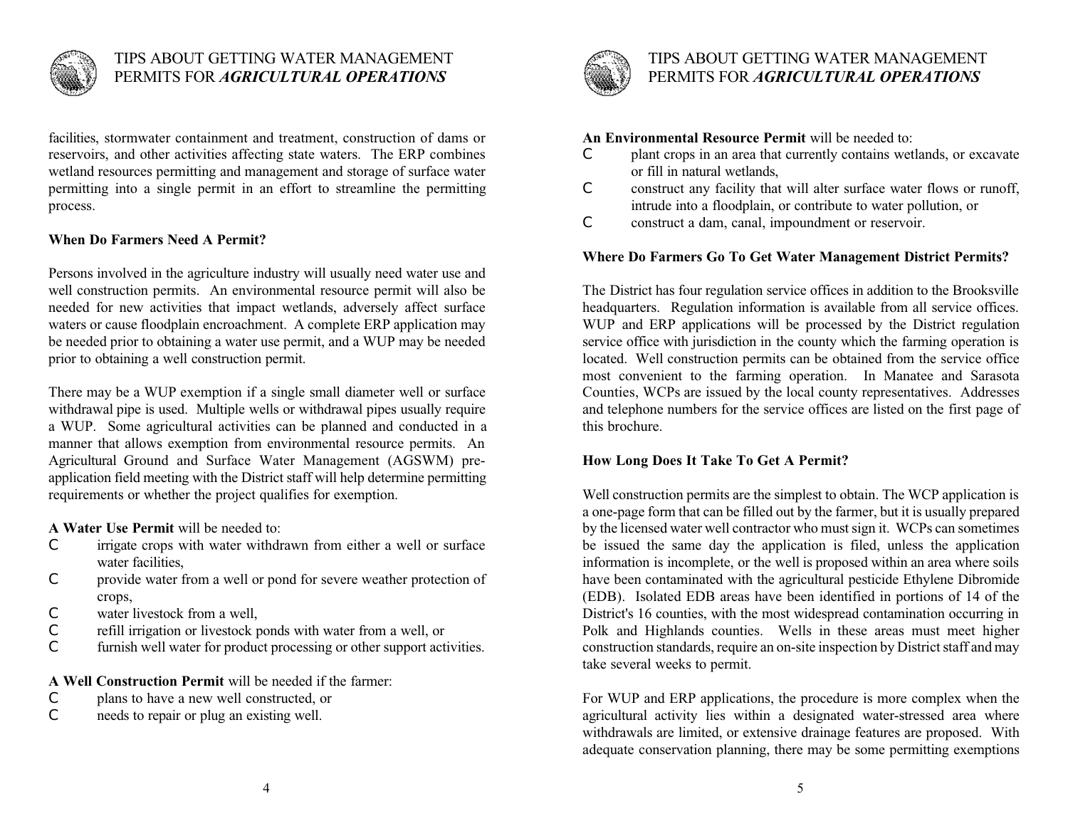facilities, stormwater containment and treatment, construction of dams or reservoirs, and other activities affecting state waters. The ERP combines wetland resources permitting and management and storage of surface water permitting into a single permit in an effort to streamline the permitting process.

**When Do Farmers Need A Permit?**

Persons involved in the agriculture industry will usually need water use and well construction permits. An environmental resource permit will also be needed for new activities that impact wetlands, adversely affect surface waters or cause floodplain encroachment. A complete ERP application may be needed prior to obtaining a water use permit, and a WUP may be needed prior to obtaining a well construction permit.

There may be a WUP exemption if a single small diameter well or surface withdrawal pipe is used. Multiple wells or withdrawal pipes usually require a WUP. Some agricultural activities can be planned and conducted in a manner that allows exemption from environmental resource permits. An Agricultural Ground and Surface Water Management (AGSWM) pre-application field meeting with the District staff will help determine permitting requirements or whether the project qualifies for exemption.

**A Water Use Permit** will be needed to:

- irrigate crops with water withdrawn from either a well or surface water facilities,
- provide water from a well or pond for severe weather protection of crops,
- water livestock from a well,
- refill irrigation or livestock ponds with water from a well, or
- furnish well water for product processing or other support activities.

**A Well Construction Permit** will be needed if the farmer:

- plans to have a new well constructed, or
- needs to repair or plug an existing well.

**An Environmental Resource Permit** will be needed to:

- plant crops in an area that currently contains wetlands, or excavate or fill in natural wetlands,
- construct any facility that will alter surface water flows or runoff, intrude into a floodplain, or contribute to water pollution, or
- construct a dam, canal, impoundment or reservoir.

**Where Do Farmers Go To Get Water Management District Permits?**

The District has four regulation service offices in addition to the Brooksville headquarters. Regulation information is available from all service offices. WUP and ERP applications will be processed by the District regulation service office with jurisdiction in the county which the farming operation is located. Well construction permits can be obtained from the service office most convenient to the farming operation. In Manatee and Sarasota Counties, WCPs are issued by the local county representatives. Addresses and telephone numbers for the service offices are listed on the first page of this brochure.

**How Long Does It Take To Get A Permit?**

Well construction permits are the simplest to obtain. The WCP application is a one-page form that can be filled out by the farmer, but it is usually prepared by the licensed water well contractor who must sign it. WCPs can sometimes be issued the same day the application is filed, unless the application information is incomplete, or the well is proposed within an area where soils have been contaminated with the agricultural pesticide Ethylene Dibromide (EDB). Isolated EDB areas have been identified in portions of 14 of the District's 16 counties, with the most widespread contamination occurring in Polk and Highlands counties. Wells in these areas must meet higher construction standards, require an on-site inspection by District staff and may take several weeks to permit.

For WUP and ERP applications, the procedure is more complex when the agricultural activity lies within a designated water-stressed area where withdrawals are limited, or extensive drainage features are proposed. With adequate conservation planning, there may be some permitting exemptions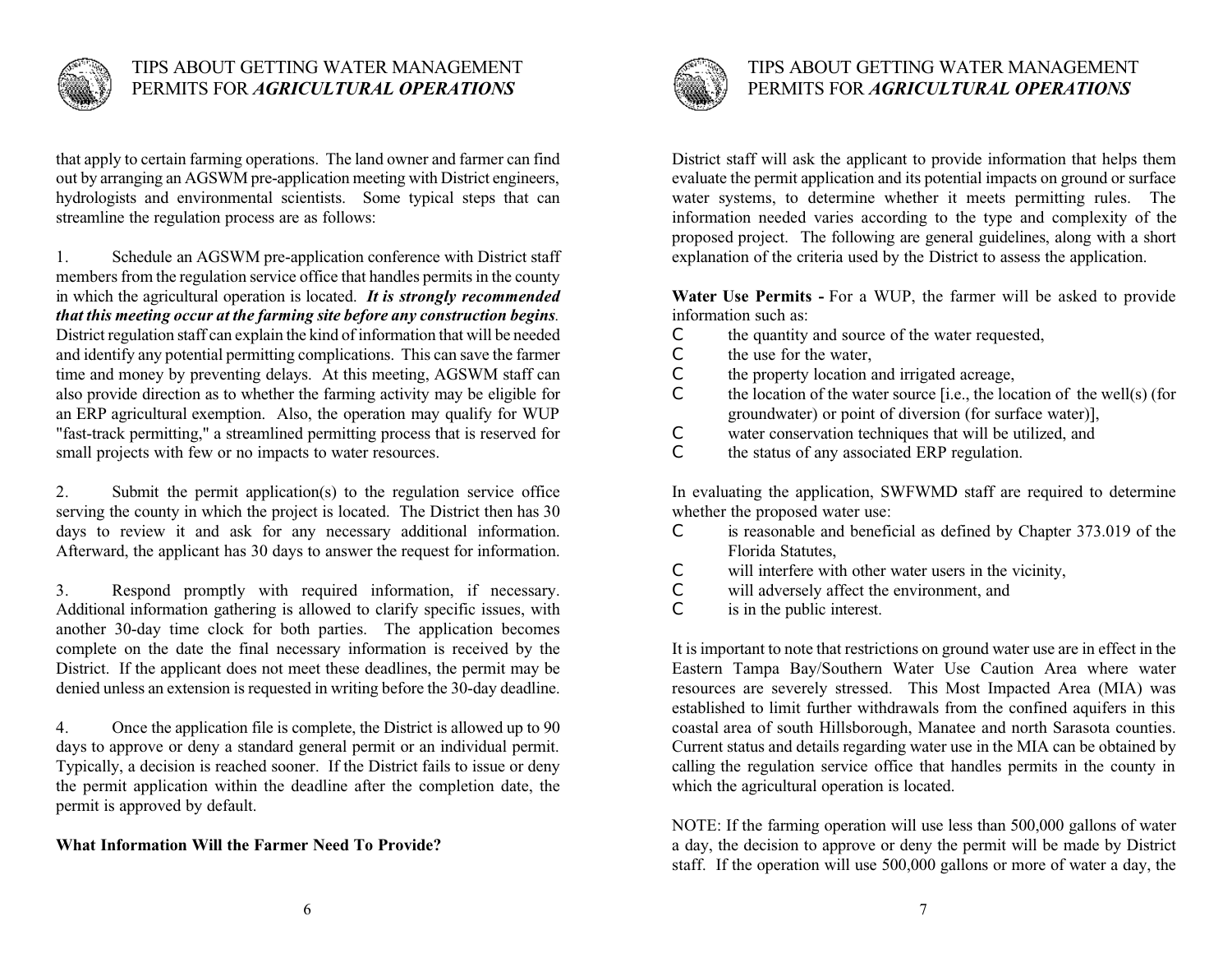that apply to certain farming operations. The land owner and farmer can find out by arranging an AGSWM pre-application meeting with District engineers, hydrologists and environmental scientists. Some typical steps that can streamline the regulation process are as follows:

1. Schedule an AGSWM pre-application conference with District staff members from the regulation service office that handles permits in the county in which the agricultural operation is located. ***It is strongly recommended that this meeting occur at the farming site before any construction begins***. District regulation staff can explain the kind of information that will be needed and identify any potential permitting complications. This can save the farmer time and money by preventing delays. At this meeting, AGSWM staff can also provide direction as to whether the farming activity may be eligible for an ERP agricultural exemption. Also, the operation may qualify for WUP "fast-track permitting," a streamlined permitting process that is reserved for small projects with few or no impacts to water resources.

2. Submit the permit application(s) to the regulation service office serving the county in which the project is located. The District then has 30 days to review it and ask for any necessary additional information. Afterward, the applicant has 30 days to answer the request for information.

3. Respond promptly with required information, if necessary. Additional information gathering is allowed to clarify specific issues, with another 30-day time clock for both parties. The application becomes complete on the date the final necessary information is received by the District. If the applicant does not meet these deadlines, the permit may be denied unless an extension is requested in writing before the 30-day deadline.

4. Once the application file is complete, the District is allowed up to 90 days to approve or deny a standard general permit or an individual permit. Typically, a decision is reached sooner. If the District fails to issue or deny the permit application within the deadline after the completion date, the permit is approved by default.

**What Information Will the Farmer Need To Provide?**

District staff will ask the applicant to provide information that helps them evaluate the permit application and its potential impacts on ground or surface water systems, to determine whether it meets permitting rules. The information needed varies according to the type and complexity of the proposed project. The following are general guidelines, along with a short explanation of the criteria used by the District to assess the application.

**Water Use Permits -** For a WUP, the farmer will be asked to provide information such as:

- the quantity and source of the water requested,
- the use for the water,
- the property location and irrigated acreage,
- the location of the water source [i.e., the location of the well(s) (for groundwater) or point of diversion (for surface water)],
- water conservation techniques that will be utilized, and
- the status of any associated ERP regulation.

In evaluating the application, SWFWMD staff are required to determine whether the proposed water use:

- is reasonable and beneficial as defined by Chapter 373.019 of the Florida Statutes,
- will interfere with other water users in the vicinity,
- will adversely affect the environment, and
- is in the public interest.

It is important to note that restrictions on ground water use are in effect in the Eastern Tampa Bay/Southern Water Use Caution Area where water resources are severely stressed. This Most Impacted Area (MIA) was established to limit further withdrawals from the confined aquifers in this coastal area of south Hillsborough, Manatee and north Sarasota counties. Current status and details regarding water use in the MIA can be obtained by calling the regulation service office that handles permits in the county in which the agricultural operation is located.

NOTE: If the farming operation will use less than 500,000 gallons of water a day, the decision to approve or deny the permit will be made by District staff. If the operation will use 500,000 gallons or more of water a day, the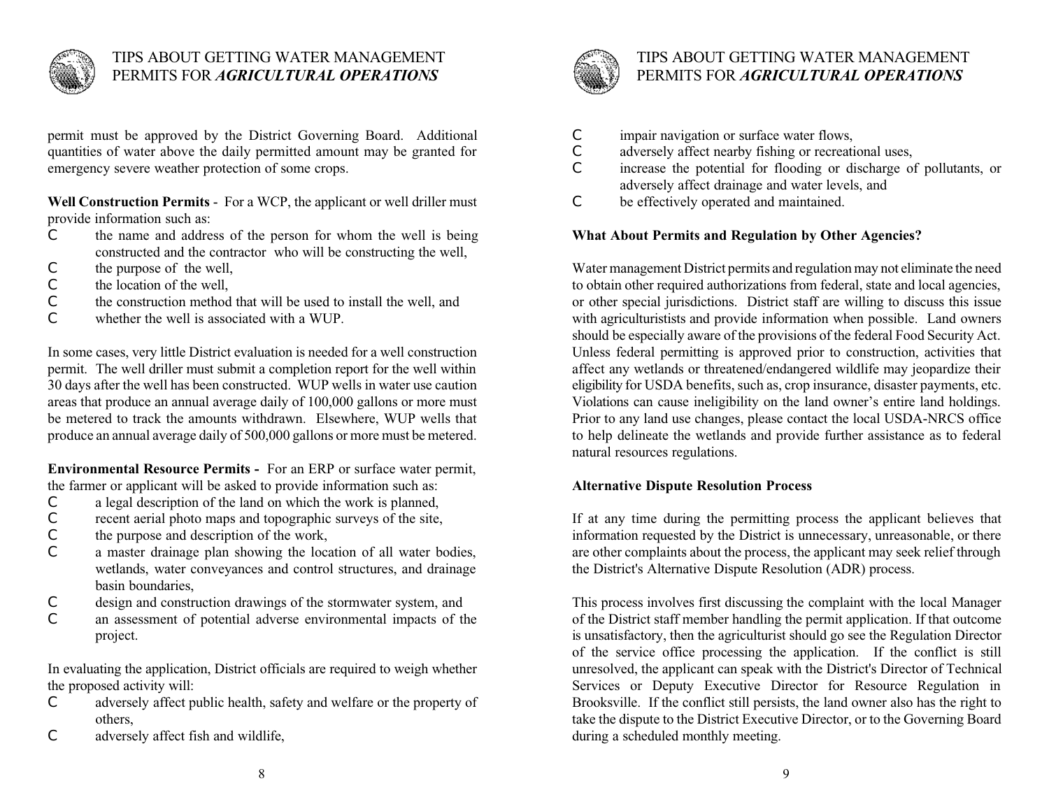permit must be approved by the District Governing Board. Additional quantities of water above the daily permitted amount may be granted for emergency severe weather protection of some crops.

**Well Construction Permits** - For a WCP, the applicant or well driller must provide information such as:

- the name and address of the person for whom the well is being constructed and the contractor who will be constructing the well,
- the purpose of the well,
- the location of the well,
- the construction method that will be used to install the well, and
- whether the well is associated with a WUP.

In some cases, very little District evaluation is needed for a well construction permit. The well driller must submit a completion report for the well within 30 days after the well has been constructed. WUP wells in water use caution areas that produce an annual average daily of 100,000 gallons or more must be metered to track the amounts withdrawn. Elsewhere, WUP wells that produce an annual average daily of 500,000 gallons or more must be metered.

**Environmental Resource Permits -** For an ERP or surface water permit, the farmer or applicant will be asked to provide information such as:

- a legal description of the land on which the work is planned,
- recent aerial photo maps and topographic surveys of the site,
- the purpose and description of the work,
- a master drainage plan showing the location of all water bodies, wetlands, water conveyances and control structures, and drainage basin boundaries,
- design and construction drawings of the stormwater system, and
- an assessment of potential adverse environmental impacts of the project.

In evaluating the application, District officials are required to weigh whether the proposed activity will:

- adversely affect public health, safety and welfare or the property of others,
- adversely affect fish and wildlife,
- impair navigation or surface water flows,
- adversely affect nearby fishing or recreational uses,
- increase the potential for flooding or discharge of pollutants, or adversely affect drainage and water levels, and
- be effectively operated and maintained.

**What About Permits and Regulation by Other Agencies?**

Water management District permits and regulation may not eliminate the need to obtain other required authorizations from federal, state and local agencies, or other special jurisdictions. District staff are willing to discuss this issue with agriculturists and provide information when possible. Land owners should be especially aware of the provisions of the federal Food Security Act. Unless federal permitting is approved prior to construction, activities that affect any wetlands or threatened/endangered wildlife may jeopardize their eligibility for USDA benefits, such as, crop insurance, disaster payments, etc. Violations can cause ineligibility on the land owner's entire land holdings. Prior to any land use changes, please contact the local USDA-NRCS office to help delineate the wetlands and provide further assistance as to federal natural resources regulations.

**Alternative Dispute Resolution Process**

If at any time during the permitting process the applicant believes that information requested by the District is unnecessary, unreasonable, or there are other complaints about the process, the applicant may seek relief through the District's Alternative Dispute Resolution (ADR) process.

This process involves first discussing the complaint with the local Manager of the District staff member handling the permit application. If that outcome is unsatisfactory, then the agriculturist should go see the Regulation Director of the service office processing the application. If the conflict is still unresolved, the applicant can speak with the District's Director of Technical Services or Deputy Executive Director for Resource Regulation in Brooksville. If the conflict still persists, the land owner also has the right to take the dispute to the District Executive Director, or to the Governing Board during a scheduled monthly meeting.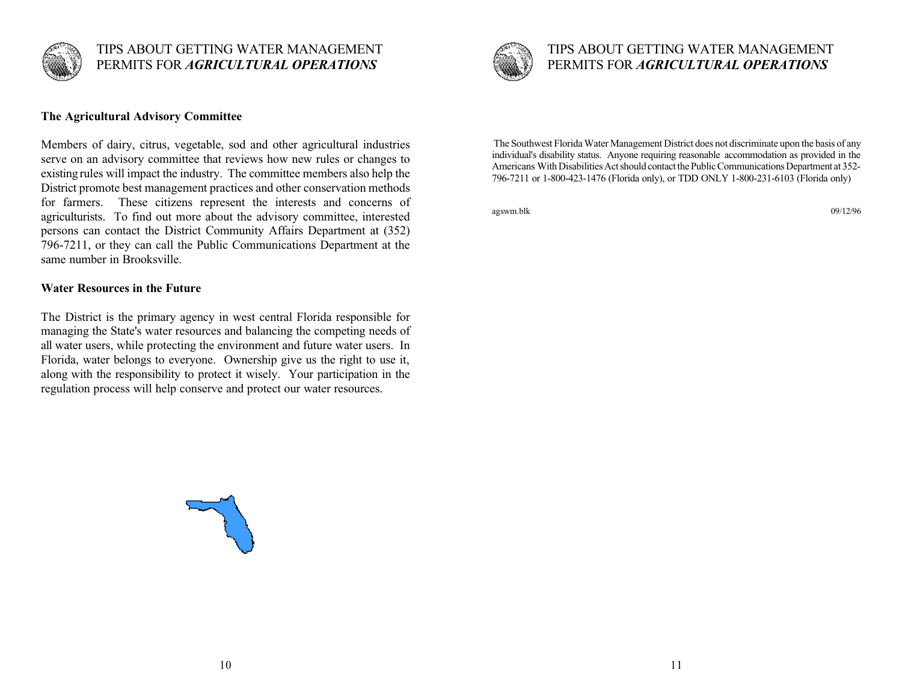### The Agricultural Advisory Committee

Members of dairy, citrus, vegetable, sod and other agricultural industries serve on an advisory committee that reviews how new rules or changes to existing rules will impact the industry. The committee members also help the District promote best management practices and other conservation methods for farmers. These citizens represent the interests and concerns of agriculturists. To find out more about the advisory committee, interested persons can contact the District Community Affairs Department at (352) 796-7211, or they can call the Public Communications Department at the same number in Brooksville.

### Water Resources in the Future

The District is the primary agency in west central Florida responsible for managing the State's water resources and balancing the competing needs of all water users, while protecting the environment and future water users. In Florida, water belongs to everyone. Ownership give us the right to use it, along with the responsibility to protect it wisely. Your participation in the regulation process will help conserve and protect our water resources.

The Southwest Florida Water Management District does not discriminate upon the basis of any individual's disability status. Anyone requiring reasonable accommodation as provided in the Americans With Disabilities Act should contact the Public Communications Department at 352-796-7211 or 1-800-423-1476 (Florida only), or TDD ONLY 1-800-231-6103 (Florida only)

agswm.blk 09/12/96